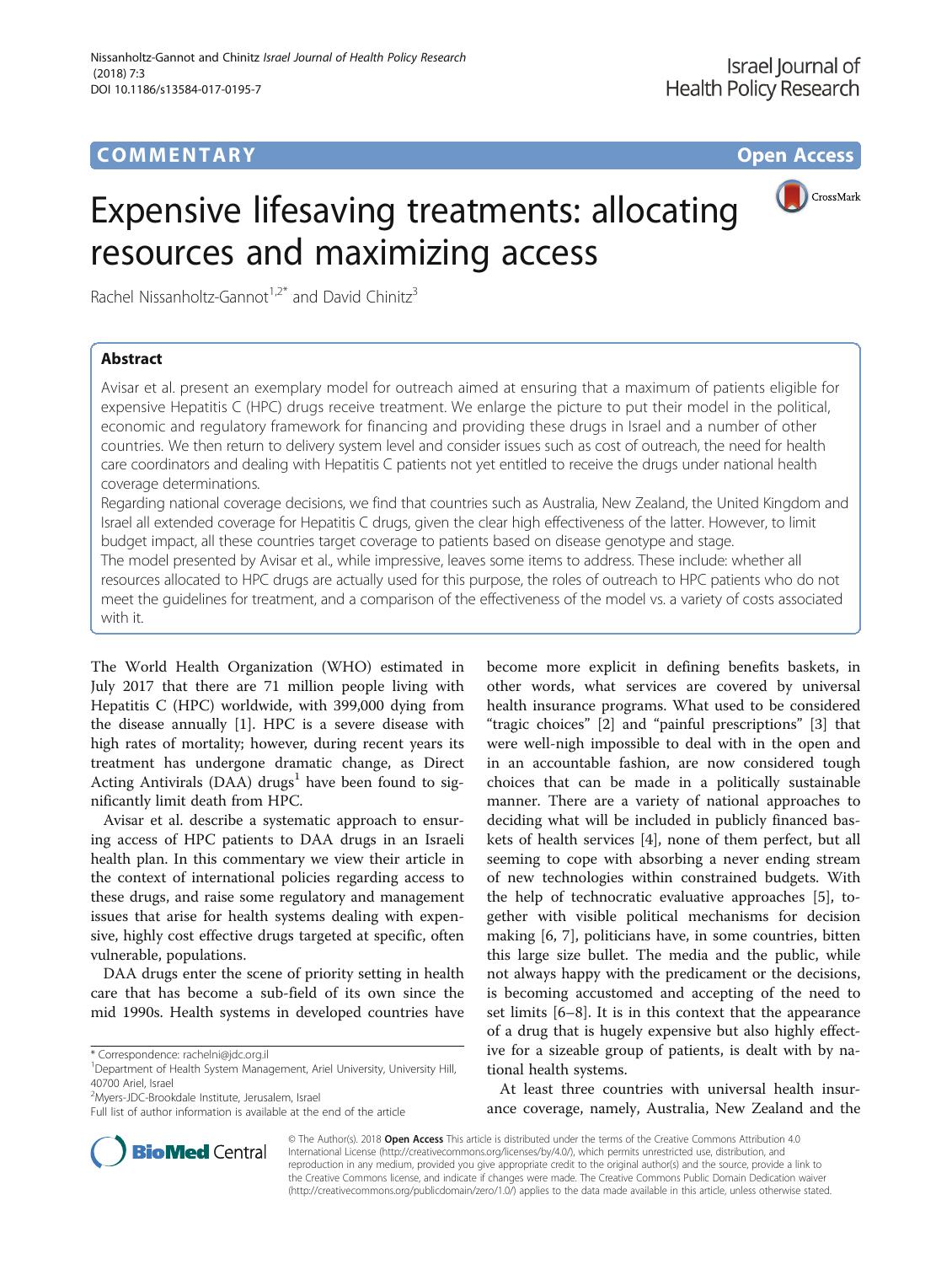COMMENTARY Open Access

# Expensive lifesaving treatments: allocating resources and maximizing access

Rachel Nissanholtz-Gannot[1,2*] and David Chinitz[3]

## Abstract

Avisar et al. present an exemplary model for outreach aimed at ensuring that a maximum of patients eligible for expensive Hepatitis C (HPC) drugs receive treatment. We enlarge the picture to put their model in the political, economic and regulatory framework for financing and providing these drugs in Israel and a number of other countries. We then return to delivery system level and consider issues such as cost of outreach, the need for health care coordinators and dealing with Hepatitis C patients not yet entitled to receive the drugs under national health coverage determinations.

Regarding national coverage decisions, we find that countries such as Australia, New Zealand, the United Kingdom and Israel all extended coverage for Hepatitis C drugs, given the clear high effectiveness of the latter. However, to limit budget impact, all these countries target coverage to patients based on disease genotype and stage.

The model presented by Avisar et al., while impressive, leaves some items to address. These include: whether all resources allocated to HPC drugs are actually used for this purpose, the roles of outreach to HPC patients who do not meet the guidelines for treatment, and a comparison of the effectiveness of the model vs. a variety of costs associated with it.

The World Health Organization (WHO) estimated in July 2017 that there are 71 million people living with Hepatitis C (HPC) worldwide, with 399,000 dying from the disease annually [1]. HPC is a severe disease with high rates of mortality; however, during recent years its treatment has undergone dramatic change, as Direct Acting Antivirals (DAA) drugs[1] have been found to significantly limit death from HPC.

Avisar et al. describe a systematic approach to ensuring access of HPC patients to DAA drugs in an Israeli health plan. In this commentary we view their article in the context of international policies regarding access to these drugs, and raise some regulatory and management issues that arise for health systems dealing with expensive, highly cost effective drugs targeted at specific, often vulnerable, populations.

DAA drugs enter the scene of priority setting in health care that has become a sub-field of its own since the mid 1990s. Health systems in developed countries have become more explicit in defining benefits baskets, in other words, what services are covered by universal health insurance programs. What used to be considered "tragic choices" [2] and "painful prescriptions" [3] that were well-nigh impossible to deal with in the open and in an accountable fashion, are now considered tough choices that can be made in a politically sustainable manner. There are a variety of national approaches to deciding what will be included in publicly financed baskets of health services [4], none of them perfect, but all seeming to cope with absorbing a never ending stream of new technologies within constrained budgets. With the help of technocratic evaluative approaches [5], together with visible political mechanisms for decision making [6, 7], politicians have, in some countries, bitten this large size bullet. The media and the public, while not always happy with the predicament or the decisions, is becoming accustomed and accepting of the need to set limits [6–8]. It is in this context that the appearance of a drug that is hugely expensive but also highly effective for a sizeable group of patients, is dealt with by national health systems.

At least three countries with universal health insurance coverage, namely, Australia, New Zealand and the

\* Correspondence: rachelni@jdc.org.il
[1]Department of Health System Management, Ariel University, University Hill, 40700 Ariel, Israel
[2]Myers-JDC-Brookdale Institute, Jerusalem, Israel
Full list of author information is available at the end of the article

© The Author(s). 2018 Open Access This article is distributed under the terms of the Creative Commons Attribution 4.0 International License (http://creativecommons.org/licenses/by/4.0/), which permits unrestricted use, distribution, and reproduction in any medium, provided you give appropriate credit to the original author(s) and the source, provide a link to the Creative Commons license, and indicate if changes were made. The Creative Commons Public Domain Dedication waiver (http://creativecommons.org/publicdomain/zero/1.0/) applies to the data made available in this article, unless otherwise stated.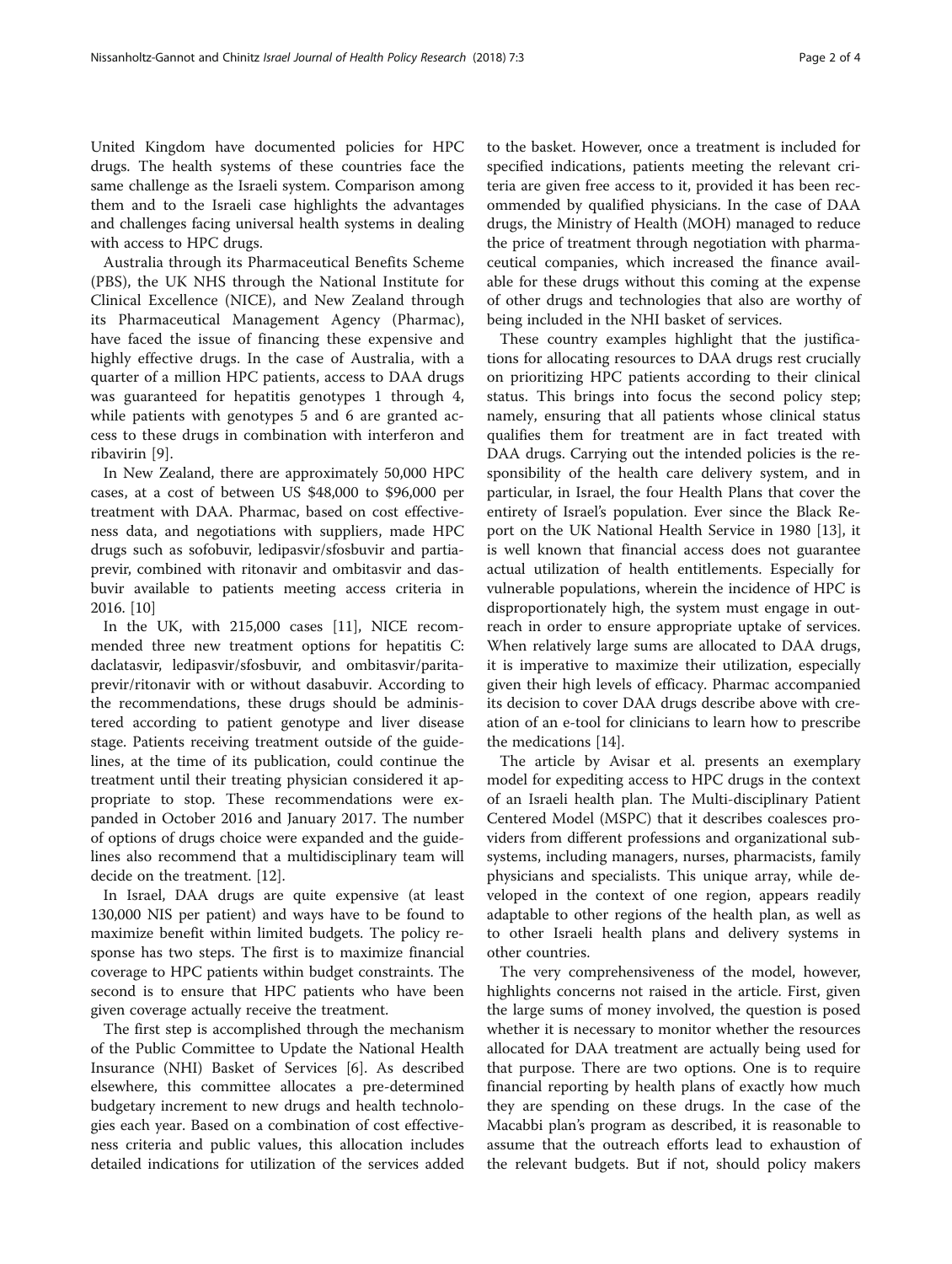United Kingdom have documented policies for HPC drugs. The health systems of these countries face the same challenge as the Israeli system. Comparison among them and to the Israeli case highlights the advantages and challenges facing universal health systems in dealing with access to HPC drugs.

Australia through its Pharmaceutical Benefits Scheme (PBS), the UK NHS through the National Institute for Clinical Excellence (NICE), and New Zealand through its Pharmaceutical Management Agency (Pharmac), have faced the issue of financing these expensive and highly effective drugs. In the case of Australia, with a quarter of a million HPC patients, access to DAA drugs was guaranteed for hepatitis genotypes 1 through 4, while patients with genotypes 5 and 6 are granted access to these drugs in combination with interferon and ribavirin [9].

In New Zealand, there are approximately 50,000 HPC cases, at a cost of between US $48,000 to $96,000 per treatment with DAA. Pharmac, based on cost effectiveness data, and negotiations with suppliers, made HPC drugs such as sofobuvir, ledipasvir/sfosbuvir and partiaprevir, combined with ritonavir and ombitasvir and dasbuvir available to patients meeting access criteria in 2016. [10]

In the UK, with 215,000 cases [11], NICE recommended three new treatment options for hepatitis C: daclatasvir, ledipasvir/sfosbuvir, and ombitasvir/paritaprevir/ritonavir with or without dasabuvir. According to the recommendations, these drugs should be administered according to patient genotype and liver disease stage. Patients receiving treatment outside of the guidelines, at the time of its publication, could continue the treatment until their treating physician considered it appropriate to stop. These recommendations were expanded in October 2016 and January 2017. The number of options of drugs choice were expanded and the guidelines also recommend that a multidisciplinary team will decide on the treatment. [12].

In Israel, DAA drugs are quite expensive (at least 130,000 NIS per patient) and ways have to be found to maximize benefit within limited budgets. The policy response has two steps. The first is to maximize financial coverage to HPC patients within budget constraints. The second is to ensure that HPC patients who have been given coverage actually receive the treatment.

The first step is accomplished through the mechanism of the Public Committee to Update the National Health Insurance (NHI) Basket of Services [6]. As described elsewhere, this committee allocates a pre-determined budgetary increment to new drugs and health technologies each year. Based on a combination of cost effectiveness criteria and public values, this allocation includes detailed indications for utilization of the services added to the basket. However, once a treatment is included for specified indications, patients meeting the relevant criteria are given free access to it, provided it has been recommended by qualified physicians. In the case of DAA drugs, the Ministry of Health (MOH) managed to reduce the price of treatment through negotiation with pharmaceutical companies, which increased the finance available for these drugs without this coming at the expense of other drugs and technologies that also are worthy of being included in the NHI basket of services.

These country examples highlight that the justifications for allocating resources to DAA drugs rest crucially on prioritizing HPC patients according to their clinical status. This brings into focus the second policy step; namely, ensuring that all patients whose clinical status qualifies them for treatment are in fact treated with DAA drugs. Carrying out the intended policies is the responsibility of the health care delivery system, and in particular, in Israel, the four Health Plans that cover the entirety of Israel's population. Ever since the Black Report on the UK National Health Service in 1980 [13], it is well known that financial access does not guarantee actual utilization of health entitlements. Especially for vulnerable populations, wherein the incidence of HPC is disproportionately high, the system must engage in outreach in order to ensure appropriate uptake of services. When relatively large sums are allocated to DAA drugs, it is imperative to maximize their utilization, especially given their high levels of efficacy. Pharmac accompanied its decision to cover DAA drugs describe above with creation of an e-tool for clinicians to learn how to prescribe the medications [14].

The article by Avisar et al. presents an exemplary model for expediting access to HPC drugs in the context of an Israeli health plan. The Multi-disciplinary Patient Centered Model (MSPC) that it describes coalesces providers from different professions and organizational subsystems, including managers, nurses, pharmacists, family physicians and specialists. This unique array, while developed in the context of one region, appears readily adaptable to other regions of the health plan, as well as to other Israeli health plans and delivery systems in other countries.

The very comprehensiveness of the model, however, highlights concerns not raised in the article. First, given the large sums of money involved, the question is posed whether it is necessary to monitor whether the resources allocated for DAA treatment are actually being used for that purpose. There are two options. One is to require financial reporting by health plans of exactly how much they are spending on these drugs. In the case of the Macabbi plan's program as described, it is reasonable to assume that the outreach efforts lead to exhaustion of the relevant budgets. But if not, should policy makers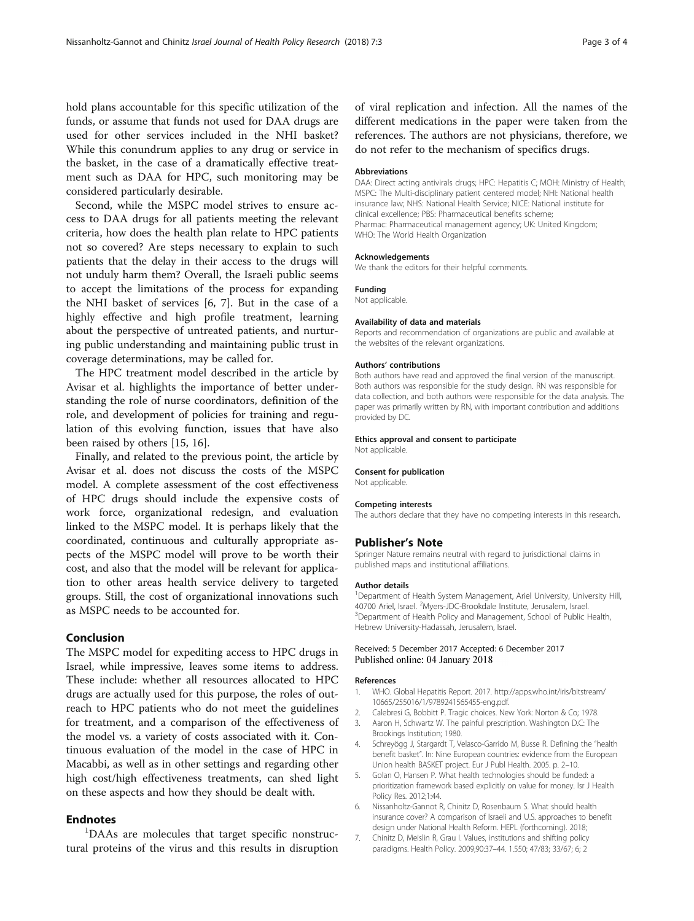hold plans accountable for this specific utilization of the funds, or assume that funds not used for DAA drugs are used for other services included in the NHI basket? While this conundrum applies to any drug or service in the basket, in the case of a dramatically effective treatment such as DAA for HPC, such monitoring may be considered particularly desirable.

Second, while the MSPC model strives to ensure access to DAA drugs for all patients meeting the relevant criteria, how does the health plan relate to HPC patients not so covered? Are steps necessary to explain to such patients that the delay in their access to the drugs will not unduly harm them? Overall, the Israeli public seems to accept the limitations of the process for expanding the NHI basket of services [6, 7]. But in the case of a highly effective and high profile treatment, learning about the perspective of untreated patients, and nurturing public understanding and maintaining public trust in coverage determinations, may be called for.

The HPC treatment model described in the article by Avisar et al. highlights the importance of better understanding the role of nurse coordinators, definition of the role, and development of policies for training and regulation of this evolving function, issues that have also been raised by others [15, 16].

Finally, and related to the previous point, the article by Avisar et al. does not discuss the costs of the MSPC model. A complete assessment of the cost effectiveness of HPC drugs should include the expensive costs of work force, organizational redesign, and evaluation linked to the MSPC model. It is perhaps likely that the coordinated, continuous and culturally appropriate aspects of the MSPC model will prove to be worth their cost, and also that the model will be relevant for application to other areas health service delivery to targeted groups. Still, the cost of organizational innovations such as MSPC needs to be accounted for.

## Conclusion

The MSPC model for expediting access to HPC drugs in Israel, while impressive, leaves some items to address. These include: whether all resources allocated to HPC drugs are actually used for this purpose, the roles of outreach to HPC patients who do not meet the guidelines for treatment, and a comparison of the effectiveness of the model vs. a variety of costs associated with it. Continuous evaluation of the model in the case of HPC in Macabbi, as well as in other settings and regarding other high cost/high effectiveness treatments, can shed light on these aspects and how they should be dealt with.

## Endnotes

[1]DAAs are molecules that target specific nonstructural proteins of the virus and this results in disruption of viral replication and infection. All the names of the different medications in the paper were taken from the references. The authors are not physicians, therefore, we do not refer to the mechanism of specifics drugs.

#### Abbreviations

DAA: Direct acting antivirals drugs; HPC: Hepatitis C; MOH: Ministry of Health; MSPC: The Multi-disciplinary patient centered model; NHI: National health insurance law; NHS: National Health Service; NICE: National institute for clinical excellence; PBS: Pharmaceutical benefits scheme; Pharmac: Pharmaceutical management agency; UK: United Kingdom; WHO: The World Health Organization

#### Acknowledgements

We thank the editors for their helpful comments.

#### Funding

Not applicable.

#### Availability of data and materials

Reports and recommendation of organizations are public and available at the websites of the relevant organizations.

#### Authors' contributions

Both authors have read and approved the final version of the manuscript. Both authors was responsible for the study design. RN was responsible for data collection, and both authors were responsible for the data analysis. The paper was primarily written by RN, with important contribution and additions provided by DC.

#### Ethics approval and consent to participate

Not applicable.

#### Consent for publication

Not applicable.

#### Competing interests

The authors declare that they have no competing interests in this research.

## Publisher's Note

Springer Nature remains neutral with regard to jurisdictional claims in published maps and institutional affiliations.

#### Author details

[1]Department of Health System Management, Ariel University, University Hill, 40700 Ariel, Israel. [2]Myers-JDC-Brookdale Institute, Jerusalem, Israel. [3]Department of Health Policy and Management, School of Public Health, Hebrew University-Hadassah, Jerusalem, Israel.

Received: 5 December 2017 Accepted: 6 December 2017
Published online: 04 January 2018

#### References

1. WHO. Global Hepatitis Report. 2017. http://apps.who.int/iris/bitstream/10665/255016/1/9789241565455-eng.pdf.
2. Calebresi G, Bobbitt P. Tragic choices. New York: Norton & Co; 1978.
3. Aaron H, Schwartz W. The painful prescription. Washington D.C: The Brookings Institution; 1980.
4. Schreyögg J, Stargardt T, Velasco-Garrido M, Busse R. Defining the "health benefit basket". In: Nine European countries: evidence from the European Union health BASKET project. Eur J Publ Health. 2005. p. 2–10.
5. Golan O, Hansen P. What health technologies should be funded: a prioritization framework based explicitly on value for money. Isr J Health Policy Res. 2012;1:44.
6. Nissanholtz-Gannot R, Chinitz D, Rosenbaum S. What should health insurance cover? A comparison of Israeli and U.S. approaches to benefit design under National Health Reform. HEPL (forthcoming). 2018;
7. Chinitz D, Meislin R, Grau I. Values, institutions and shifting policy paradigms. Health Policy. 2009;90:37–44. 1.550; 47/83; 33/67; 6; 2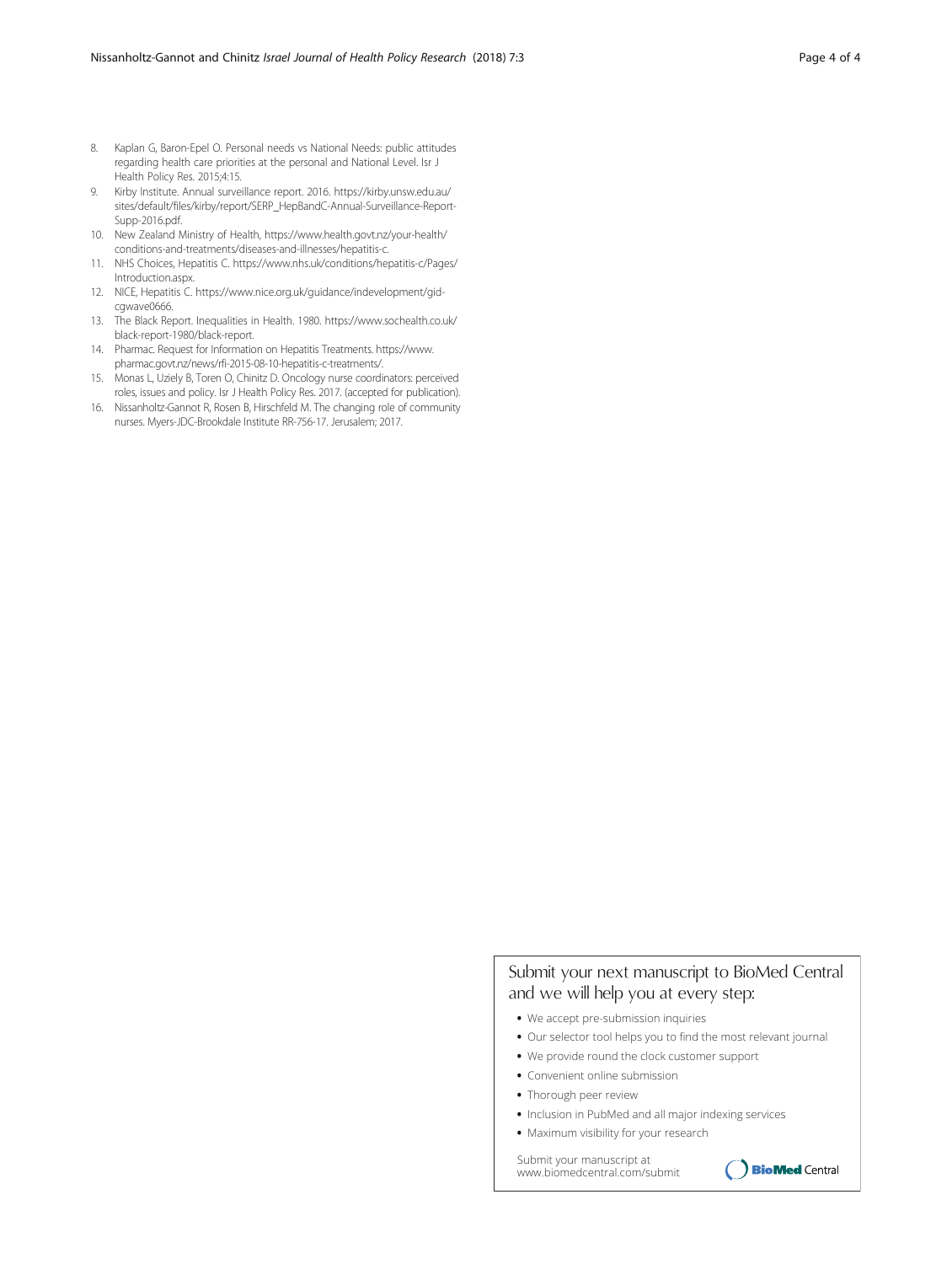8. Kaplan G, Baron-Epel O. Personal needs vs National Needs: public attitudes regarding health care priorities at the personal and National Level. Isr J Health Policy Res. 2015;4:15.
9. Kirby Institute. Annual surveillance report. 2016. https://kirby.unsw.edu.au/sites/default/files/kirby/report/SERP_HepBandC-Annual-Surveillance-Report-Supp-2016.pdf.
10. New Zealand Ministry of Health, https://www.health.govt.nz/your-health/conditions-and-treatments/diseases-and-illnesses/hepatitis-c.
11. NHS Choices, Hepatitis C. https://www.nhs.uk/conditions/hepatitis-c/Pages/Introduction.aspx.
12. NICE, Hepatitis C. https://www.nice.org.uk/guidance/indevelopment/gid-cgwave0666.
13. The Black Report. Inequalities in Health. 1980. https://www.sochealth.co.uk/black-report-1980/black-report.
14. Pharmac. Request for Information on Hepatitis Treatments. https://www.pharmac.govt.nz/news/rfi-2015-08-10-hepatitis-c-treatments/.
15. Monas L, Uziely B, Toren O, Chinitz D. Oncology nurse coordinators: perceived roles, issues and policy. Isr J Health Policy Res. 2017. (accepted for publication).
16. Nissanholtz-Gannot R, Rosen B, Hirschfeld M. The changing role of community nurses. Myers-JDC-Brookdale Institute RR-756-17. Jerusalem; 2017.

Submit your next manuscript to BioMed Central and we will help you at every step:

- We accept pre-submission inquiries
- Our selector tool helps you to find the most relevant journal
- We provide round the clock customer support
- Convenient online submission
- Thorough peer review
- Inclusion in PubMed and all major indexing services
- Maximum visibility for your research

Submit your manuscript at www.biomedcentral.com/submit

BioMed Central